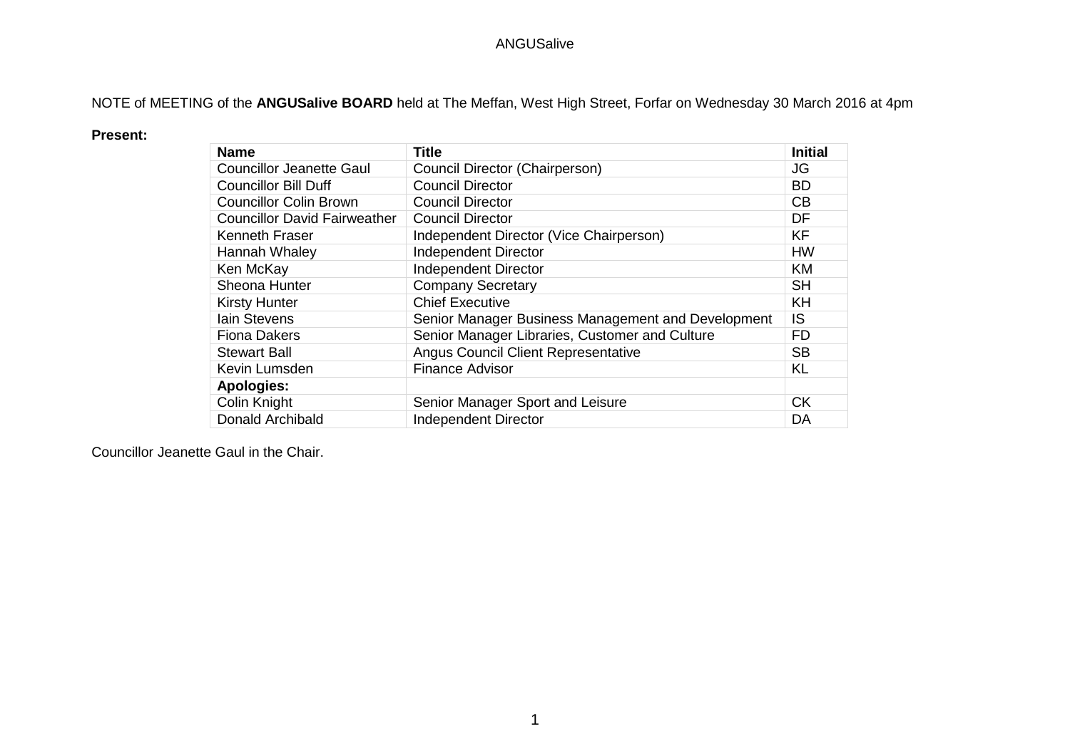ANGUSalive

NOTE of MEETING of the **ANGUSalive BOARD** held at The Meffan, West High Street, Forfar on Wednesday 30 March 2016 at 4pm

**Present:**

| Name | Title | Initial |
|---|---|---|
| Councillor Jeanette Gaul | Council Director (Chairperson) | JG |
| Councillor Bill Duff | Council Director | BD |
| Councillor Colin Brown | Council Director | CB |
| Councillor David Fairweather | Council Director | DF |
| Kenneth Fraser | Independent Director (Vice Chairperson) | KF |
| Hannah Whaley | Independent Director | HW |
| Ken McKay | Independent Director | KM |
| Sheona Hunter | Company Secretary | SH |
| Kirsty Hunter | Chief Executive | KH |
| Iain Stevens | Senior Manager Business Management and Development | IS |
| Fiona Dakers | Senior Manager Libraries, Customer and Culture | FD |
| Stewart Ball | Angus Council Client Representative | SB |
| Kevin Lumsden | Finance Advisor | KL |
| **Apologies:** | | |
| Colin Knight | Senior Manager Sport and Leisure | CK |
| Donald Archibald | Independent Director | DA |

Councillor Jeanette Gaul in the Chair.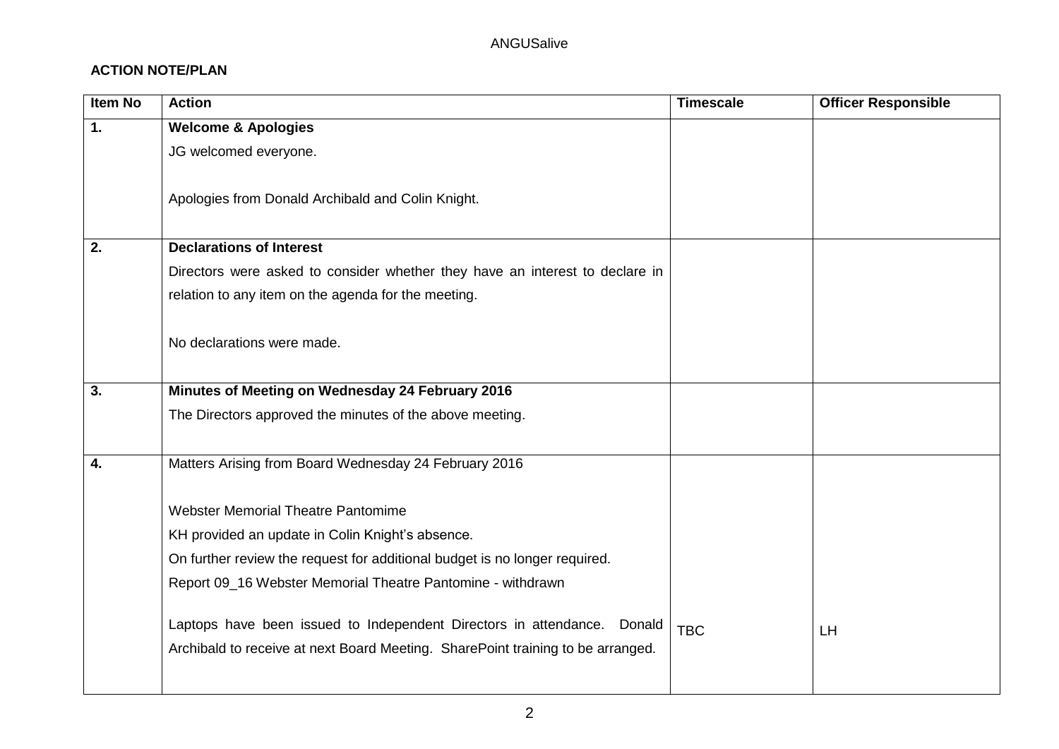ANGUSalive

**ACTION NOTE/PLAN**

| Item No | Action | Timescale | Officer Responsible |
|---|---|---|---|
| **1.** | **Welcome & Apologies**<br>JG welcomed everyone.<br><br>Apologies from Donald Archibald and Colin Knight. | | |
| **2.** | **Declarations of Interest**<br>Directors were asked to consider whether they have an interest to declare in relation to any item on the agenda for the meeting.<br><br>No declarations were made. | | |
| **3.** | **Minutes of Meeting on Wednesday 24 February 2016**<br>The Directors approved the minutes of the above meeting. | | |
| **4.** | Matters Arising from Board Wednesday 24 February 2016<br><br>Webster Memorial Theatre Pantomime<br>KH provided an update in Colin Knight's absence.<br>On further review the request for additional budget is no longer required.<br>Report 09_16 Webster Memorial Theatre Pantomime - withdrawn<br><br>Laptops have been issued to Independent Directors in attendance. Donald Archibald to receive at next Board Meeting. SharePoint training to be arranged. | TBC | LH |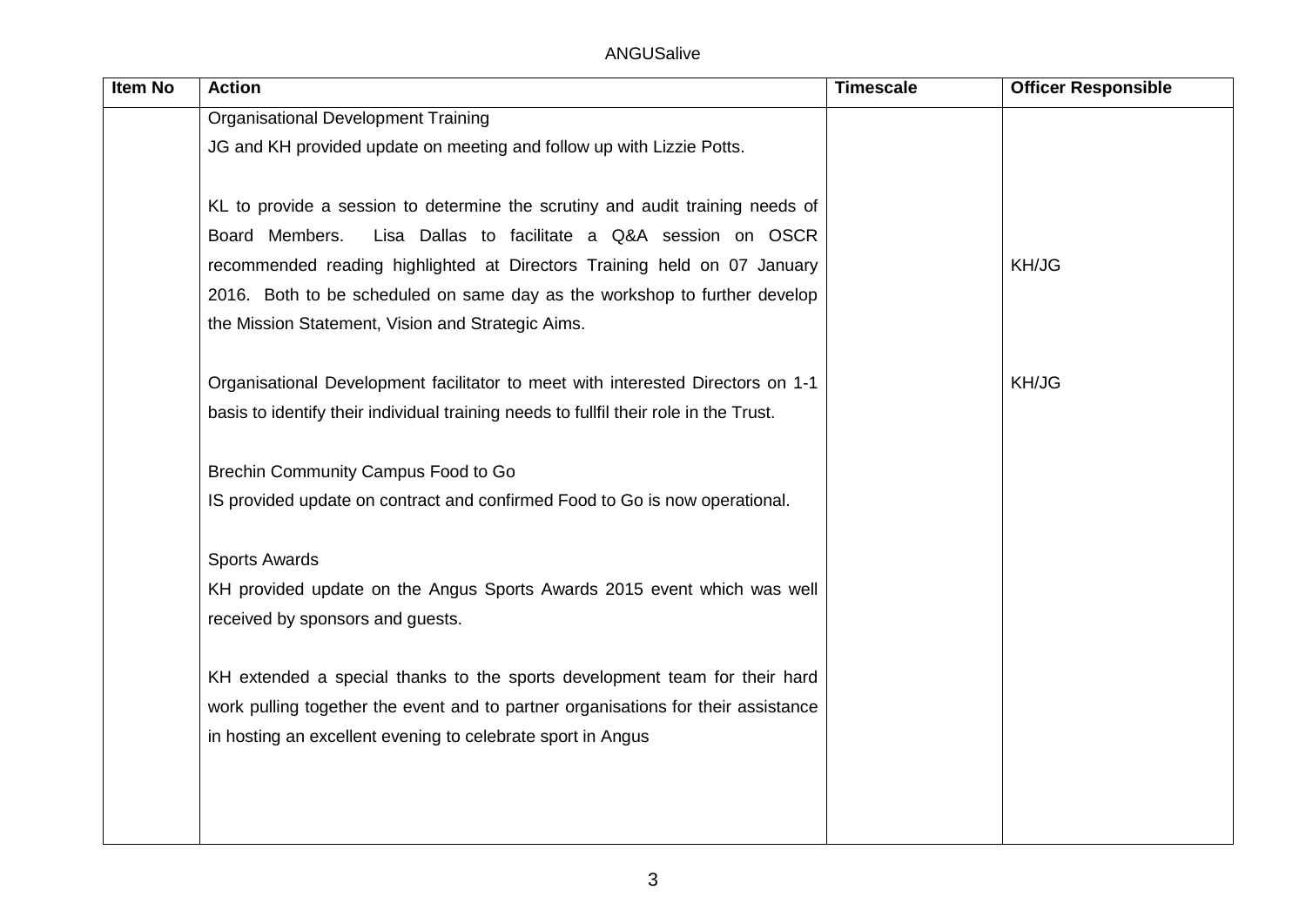| Item No | Action | Timescale | Officer Responsible |
| --- | --- | --- | --- |
| | Organisational Development Training | | |
| | JG and KH provided update on meeting and follow up with Lizzie Potts. | | |
| | KL to provide a session to determine the scrutiny and audit training needs of Board Members. Lisa Dallas to facilitate a Q&A session on OSCR recommended reading highlighted at Directors Training held on 07 January 2016. Both to be scheduled on same day as the workshop to further develop the Mission Statement, Vision and Strategic Aims. | | KH/JG |
| | Organisational Development facilitator to meet with interested Directors on 1-1 basis to identify their individual training needs to fullfil their role in the Trust. | | KH/JG |
| | Brechin Community Campus Food to Go | | |
| | IS provided update on contract and confirmed Food to Go is now operational. | | |
| | Sports Awards | | |
| | KH provided update on the Angus Sports Awards 2015 event which was well received by sponsors and guests. | | |
| | KH extended a special thanks to the sports development team for their hard work pulling together the event and to partner organisations for their assistance in hosting an excellent evening to celebrate sport in Angus | | |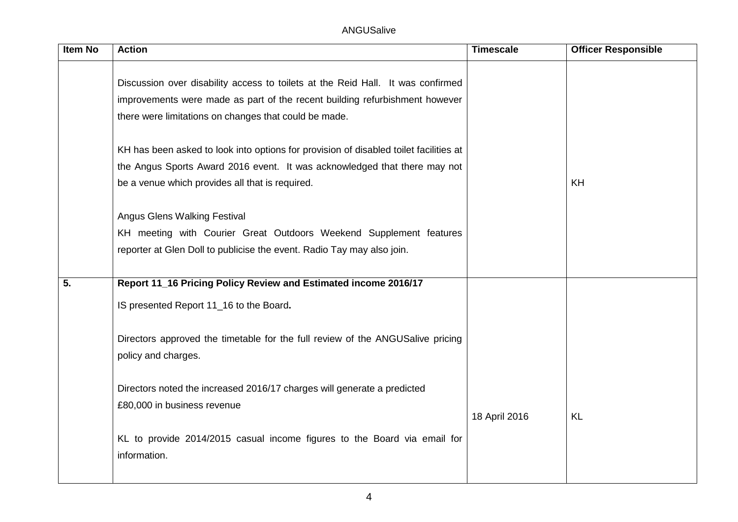| Item No | Action | Timescale | Officer Responsible |
|---|---|---|---|
| | Discussion over disability access to toilets at the Reid Hall. It was confirmed improvements were made as part of the recent building refurbishment however there were limitations on changes that could be made.<br><br>KH has been asked to look into options for provision of disabled toilet facilities at the Angus Sports Award 2016 event. It was acknowledged that there may not be a venue which provides all that is required.<br><br>Angus Glens Walking Festival<br>KH meeting with Courier Great Outdoors Weekend Supplement features reporter at Glen Doll to publicise the event. Radio Tay may also join. | | KH |
| **5.** | **Report 11_16 Pricing Policy Review and Estimated income 2016/17**<br><br>IS presented Report 11_16 to the Board.<br><br>Directors approved the timetable for the full review of the ANGUSalive pricing policy and charges.<br><br>Directors noted the increased 2016/17 charges will generate a predicted £80,000 in business revenue<br><br>KL to provide 2014/2015 casual income figures to the Board via email for information. | 18 April 2016 | KL |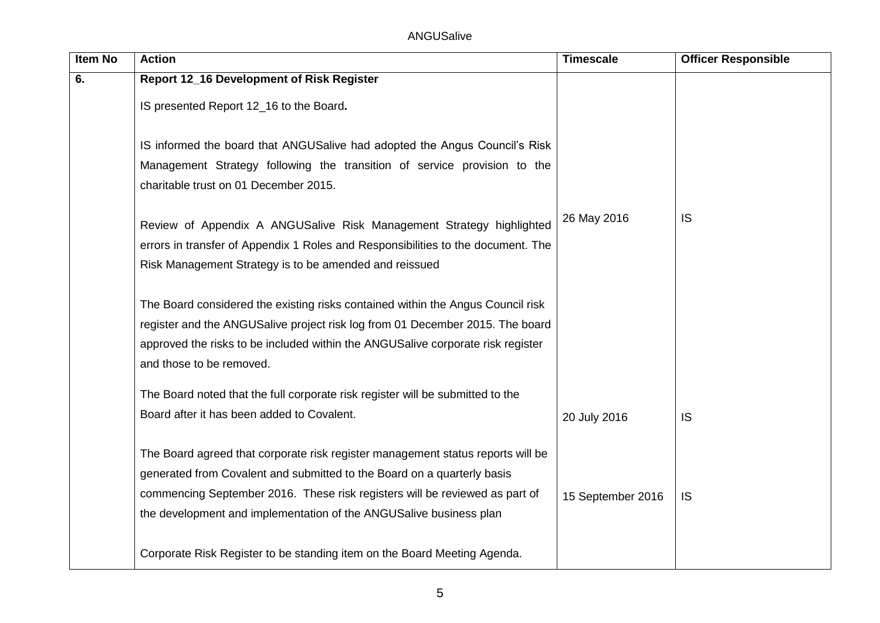| Item No | Action | Timescale | Officer Responsible |
|---|---|---|---|
| **6.** | **Report 12_16 Development of Risk Register** | | |
| | IS presented Report 12_16 to the Board**.** | | |
| | IS informed the board that ANGUSalive had adopted the Angus Council's Risk Management Strategy following the transition of service provision to the charitable trust on 01 December 2015. | | |
| | Review of Appendix A ANGUSalive Risk Management Strategy highlighted errors in transfer of Appendix 1 Roles and Responsibilities to the document. The Risk Management Strategy is to be amended and reissued | 26 May 2016 | IS |
| | The Board considered the existing risks contained within the Angus Council risk register and the ANGUSalive project risk log from 01 December 2015. The board approved the risks to be included within the ANGUSalive corporate risk register and those to be removed. | | |
| | The Board noted that the full corporate risk register will be submitted to the Board after it has been added to Covalent. | 20 July 2016 | IS |
| | The Board agreed that corporate risk register management status reports will be generated from Covalent and submitted to the Board on a quarterly basis commencing September 2016. These risk registers will be reviewed as part of the development and implementation of the ANGUSalive business plan | 15 September 2016 | IS |
| | Corporate Risk Register to be standing item on the Board Meeting Agenda. | | |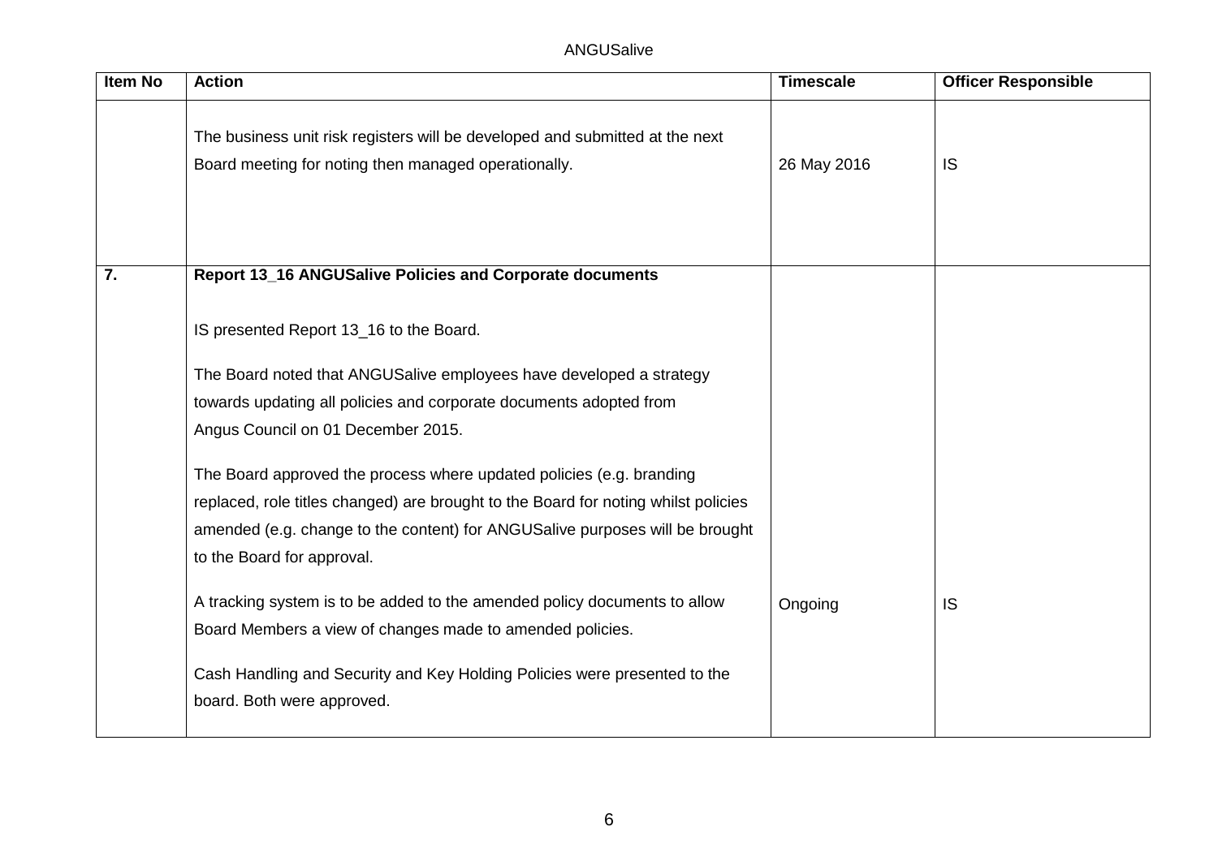| Item No | Action | Timescale | Officer Responsible |
|---|---|---|---|
| | The business unit risk registers will be developed and submitted at the next Board meeting for noting then managed operationally. | 26 May 2016 | IS |
| **7.** | **Report 13_16 ANGUSalive Policies and Corporate documents**<br><br>IS presented Report 13_16 to the Board.<br><br>The Board noted that ANGUSalive employees have developed a strategy towards updating all policies and corporate documents adopted from Angus Council on 01 December 2015.<br><br>The Board approved the process where updated policies (e.g. branding replaced, role titles changed) are brought to the Board for noting whilst policies amended (e.g. change to the content) for ANGUSalive purposes will be brought to the Board for approval.<br><br>A tracking system is to be added to the amended policy documents to allow Board Members a view of changes made to amended policies.<br><br>Cash Handling and Security and Key Holding Policies were presented to the board. Both were approved. | Ongoing | IS |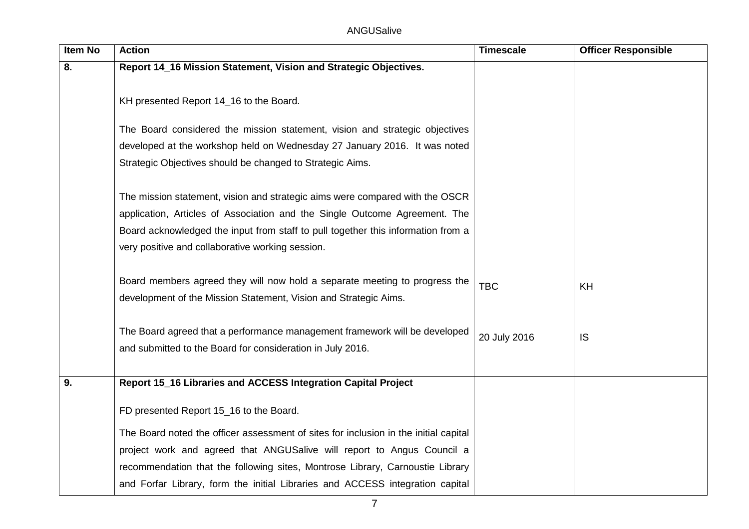| Item No | Action | Timescale | Officer Responsible |
|---|---|---|---|
| **8.** | **Report 14_16 Mission Statement, Vision and Strategic Objectives.** | | |
| | KH presented Report 14_16 to the Board. | | |
| | The Board considered the mission statement, vision and strategic objectives developed at the workshop held on Wednesday 27 January 2016. It was noted Strategic Objectives should be changed to Strategic Aims. | | |
| | The mission statement, vision and strategic aims were compared with the OSCR application, Articles of Association and the Single Outcome Agreement. The Board acknowledged the input from staff to pull together this information from a very positive and collaborative working session. | | |
| | Board members agreed they will now hold a separate meeting to progress the development of the Mission Statement, Vision and Strategic Aims. | TBC | KH |
| | The Board agreed that a performance management framework will be developed and submitted to the Board for consideration in July 2016. | 20 July 2016 | IS |
| **9.** | **Report 15_16 Libraries and ACCESS Integration Capital Project** | | |
| | FD presented Report 15_16 to the Board. | | |
| | The Board noted the officer assessment of sites for inclusion in the initial capital project work and agreed that ANGUSalive will report to Angus Council a recommendation that the following sites, Montrose Library, Carnoustie Library and Forfar Library, form the initial Libraries and ACCESS integration capital | | |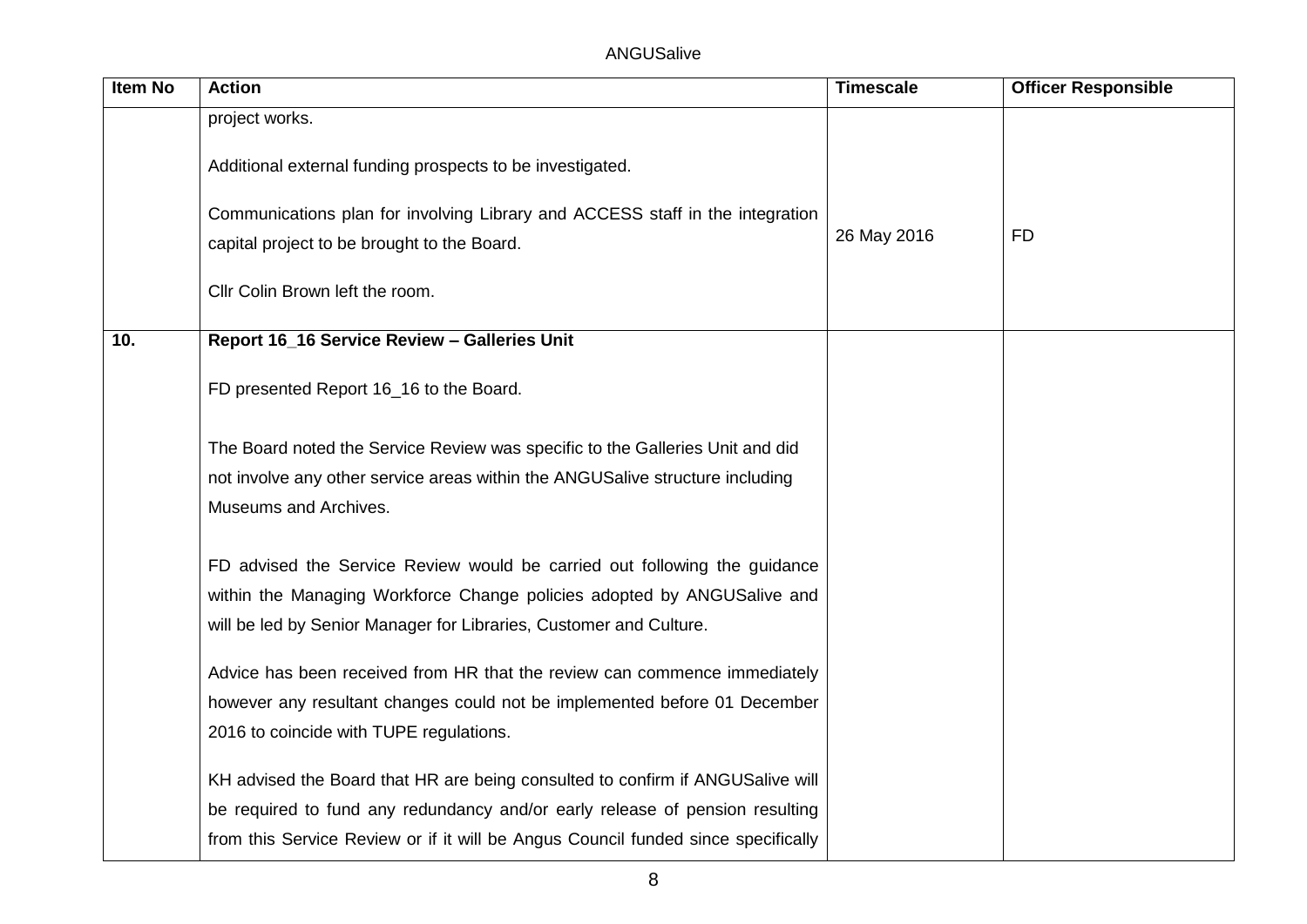| Item No | Action | Timescale | Officer Responsible |
|---|---|---|---|
| | project works.<br><br>Additional external funding prospects to be investigated.<br><br>Communications plan for involving Library and ACCESS staff in the integration capital project to be brought to the Board.<br><br>Cllr Colin Brown left the room. | 26 May 2016 | FD |
| **10.** | **Report 16_16 Service Review – Galleries Unit**<br><br>FD presented Report 16_16 to the Board.<br><br>The Board noted the Service Review was specific to the Galleries Unit and did not involve any other service areas within the ANGUSalive structure including Museums and Archives.<br><br>FD advised the Service Review would be carried out following the guidance within the Managing Workforce Change policies adopted by ANGUSalive and will be led by Senior Manager for Libraries, Customer and Culture.<br><br>Advice has been received from HR that the review can commence immediately however any resultant changes could not be implemented before 01 December 2016 to coincide with TUPE regulations.<br><br>KH advised the Board that HR are being consulted to confirm if ANGUSalive will be required to fund any redundancy and/or early release of pension resulting from this Service Review or if it will be Angus Council funded since specifically | | |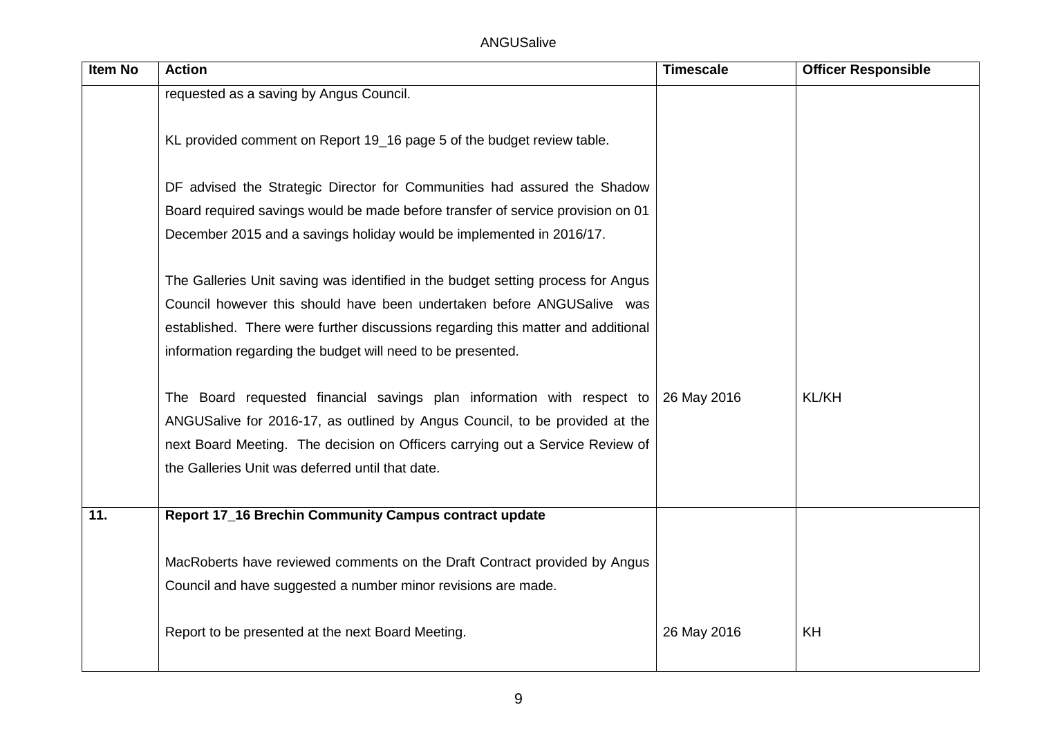| Item No | Action | Timescale | Officer Responsible |
|---|---|---|---|
| | requested as a saving by Angus Council.<br><br>KL provided comment on Report 19_16 page 5 of the budget review table.<br><br>DF advised the Strategic Director for Communities had assured the Shadow Board required savings would be made before transfer of service provision on 01 December 2015 and a savings holiday would be implemented in 2016/17.<br><br>The Galleries Unit saving was identified in the budget setting process for Angus Council however this should have been undertaken before ANGUSalive was established. There were further discussions regarding this matter and additional information regarding the budget will need to be presented.<br><br>The Board requested financial savings plan information with respect to ANGUSalive for 2016-17, as outlined by Angus Council, to be provided at the next Board Meeting. The decision on Officers carrying out a Service Review of the Galleries Unit was deferred until that date. | 26 May 2016 | KL/KH |
| **11.** | **Report 17_16 Brechin Community Campus contract update**<br><br>MacRoberts have reviewed comments on the Draft Contract provided by Angus Council and have suggested a number minor revisions are made.<br><br>Report to be presented at the next Board Meeting. | 26 May 2016 | KH |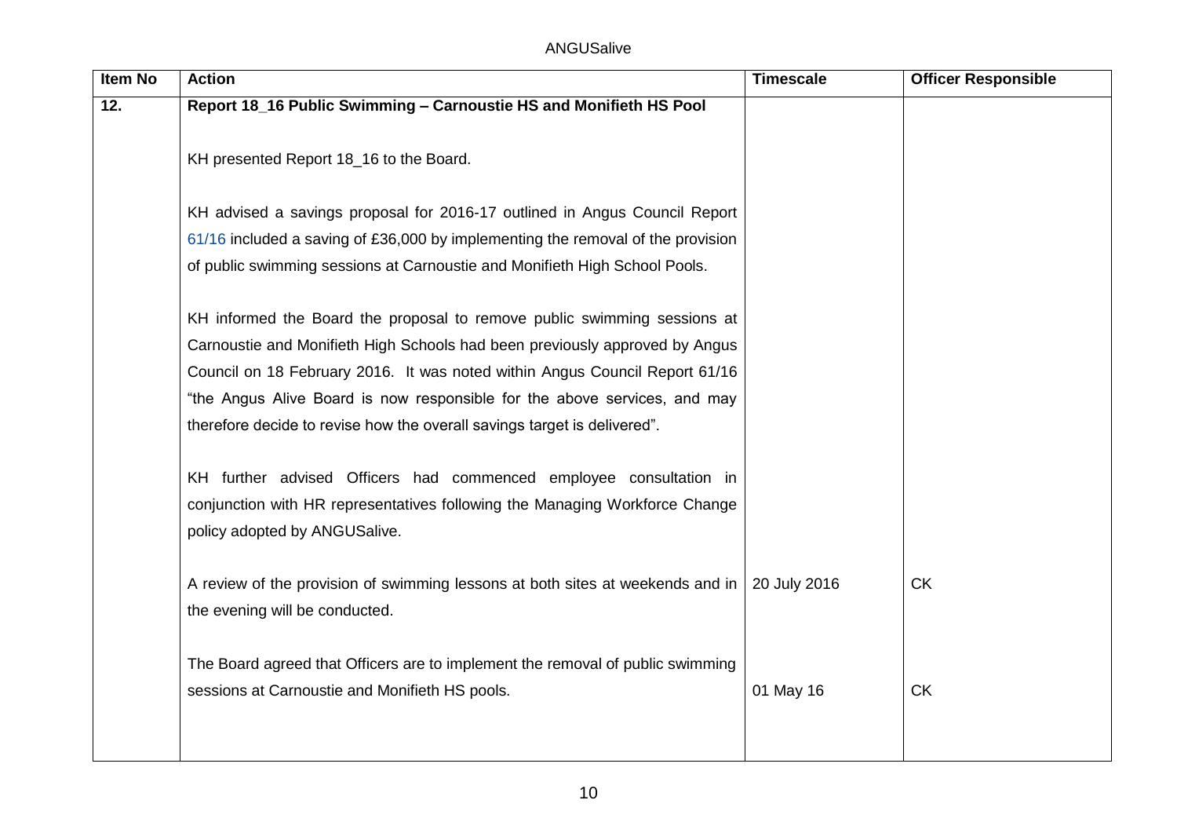| Item No | Action | Timescale | Officer Responsible |
|---|---|---|---|
| 12. | **Report 18_16 Public Swimming – Carnoustie HS and Monifieth HS Pool** | | |
| | KH presented Report 18_16 to the Board. | | |
| | KH advised a savings proposal for 2016-17 outlined in Angus Council Report 61/16 included a saving of £36,000 by implementing the removal of the provision of public swimming sessions at Carnoustie and Monifieth High School Pools. | | |
| | KH informed the Board the proposal to remove public swimming sessions at Carnoustie and Monifieth High Schools had been previously approved by Angus Council on 18 February 2016. It was noted within Angus Council Report 61/16 "the Angus Alive Board is now responsible for the above services, and may therefore decide to revise how the overall savings target is delivered". | | |
| | KH further advised Officers had commenced employee consultation in conjunction with HR representatives following the Managing Workforce Change policy adopted by ANGUSalive. | | |
| | A review of the provision of swimming lessons at both sites at weekends and in the evening will be conducted. | 20 July 2016 | CK |
| | The Board agreed that Officers are to implement the removal of public swimming sessions at Carnoustie and Monifieth HS pools. | 01 May 16 | CK |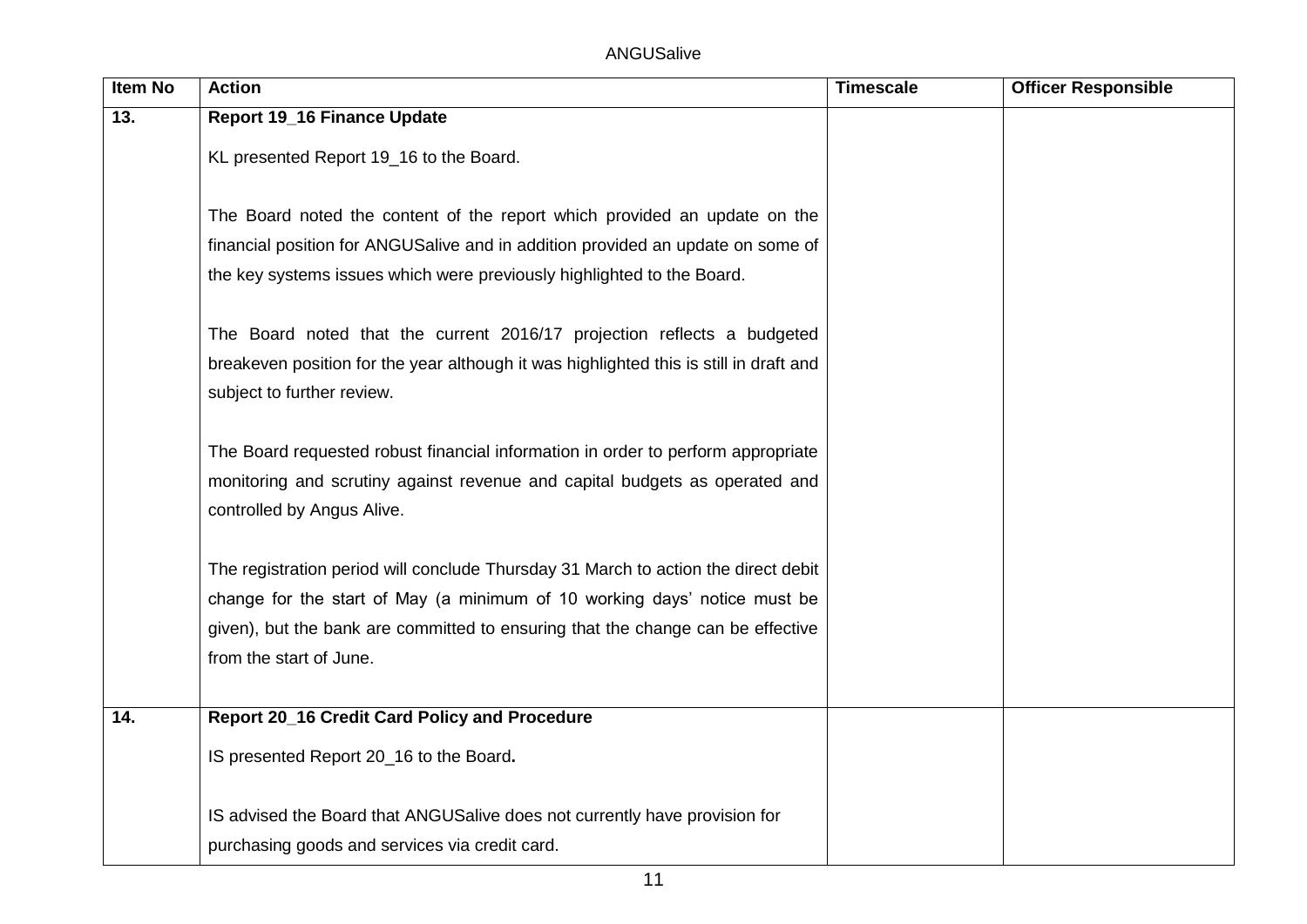| Item No | Action | Timescale | Officer Responsible |
|---|---|---|---|
| 13. | **Report 19_16 Finance Update**<br><br>KL presented Report 19_16 to the Board.<br><br>The Board noted the content of the report which provided an update on the financial position for ANGUSalive and in addition provided an update on some of the key systems issues which were previously highlighted to the Board.<br><br>The Board noted that the current 2016/17 projection reflects a budgeted breakeven position for the year although it was highlighted this is still in draft and subject to further review.<br><br>The Board requested robust financial information in order to perform appropriate monitoring and scrutiny against revenue and capital budgets as operated and controlled by Angus Alive.<br><br>The registration period will conclude Thursday 31 March to action the direct debit change for the start of May (a minimum of 10 working days' notice must be given), but the bank are committed to ensuring that the change can be effective from the start of June. | | |
| 14. | **Report 20_16 Credit Card Policy and Procedure**<br><br>IS presented Report 20_16 to the Board**.**<br><br>IS advised the Board that ANGUSalive does not currently have provision for purchasing goods and services via credit card. | | |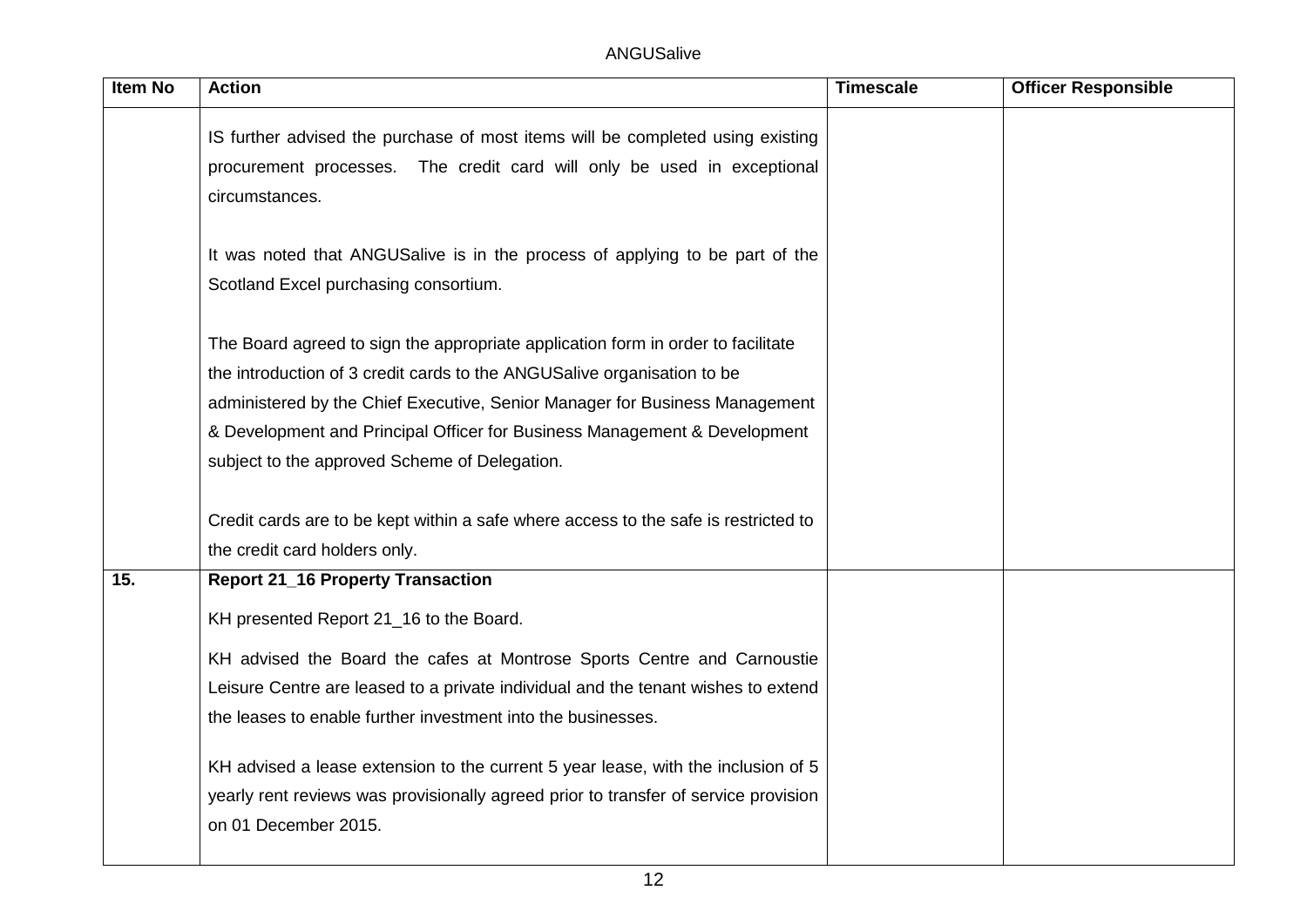| Item No | Action | Timescale | Officer Responsible |
| --- | --- | --- | --- |
| | IS further advised the purchase of most items will be completed using existing procurement processes. The credit card will only be used in exceptional circumstances.<br><br>It was noted that ANGUSalive is in the process of applying to be part of the Scotland Excel purchasing consortium.<br><br>The Board agreed to sign the appropriate application form in order to facilitate the introduction of 3 credit cards to the ANGUSalive organisation to be administered by the Chief Executive, Senior Manager for Business Management & Development and Principal Officer for Business Management & Development subject to the approved Scheme of Delegation.<br><br>Credit cards are to be kept within a safe where access to the safe is restricted to the credit card holders only. | | |
| **15.** | **Report 21_16 Property Transaction**<br><br>KH presented Report 21_16 to the Board.<br><br>KH advised the Board the cafes at Montrose Sports Centre and Carnoustie Leisure Centre are leased to a private individual and the tenant wishes to extend the leases to enable further investment into the businesses.<br><br>KH advised a lease extension to the current 5 year lease, with the inclusion of 5 yearly rent reviews was provisionally agreed prior to transfer of service provision on 01 December 2015. | | |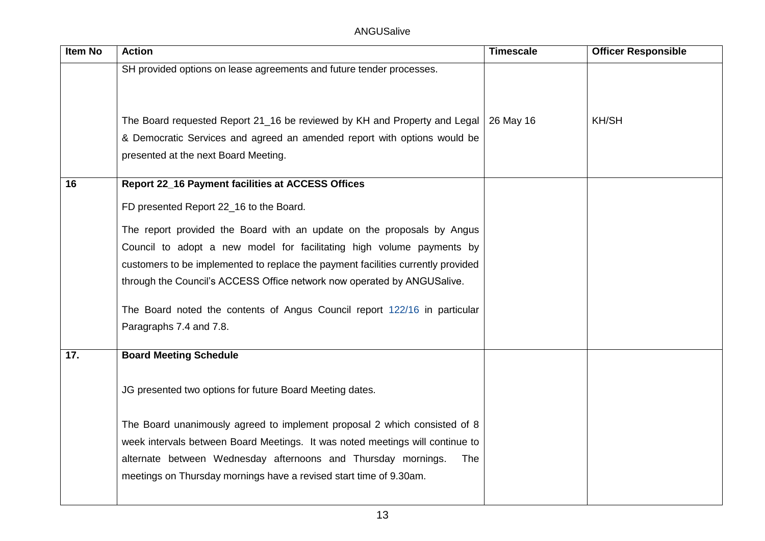| Item No | Action | Timescale | Officer Responsible |
|---|---|---|---|
| | SH provided options on lease agreements and future tender processes.<br><br>The Board requested Report 21_16 be reviewed by KH and Property and Legal & Democratic Services and agreed an amended report with options would be presented at the next Board Meeting. | 26 May 16 | KH/SH |
| **16** | **Report 22_16 Payment facilities at ACCESS Offices**<br><br>FD presented Report 22_16 to the Board.<br><br>The report provided the Board with an update on the proposals by Angus Council to adopt a new model for facilitating high volume payments by customers to be implemented to replace the payment facilities currently provided through the Council's ACCESS Office network now operated by ANGUSalive.<br><br>The Board noted the contents of Angus Council report 122/16 in particular Paragraphs 7.4 and 7.8. | | |
| **17.** | **Board Meeting Schedule**<br><br>JG presented two options for future Board Meeting dates.<br><br>The Board unanimously agreed to implement proposal 2 which consisted of 8 week intervals between Board Meetings. It was noted meetings will continue to alternate between Wednesday afternoons and Thursday mornings. The meetings on Thursday mornings have a revised start time of 9.30am. | | |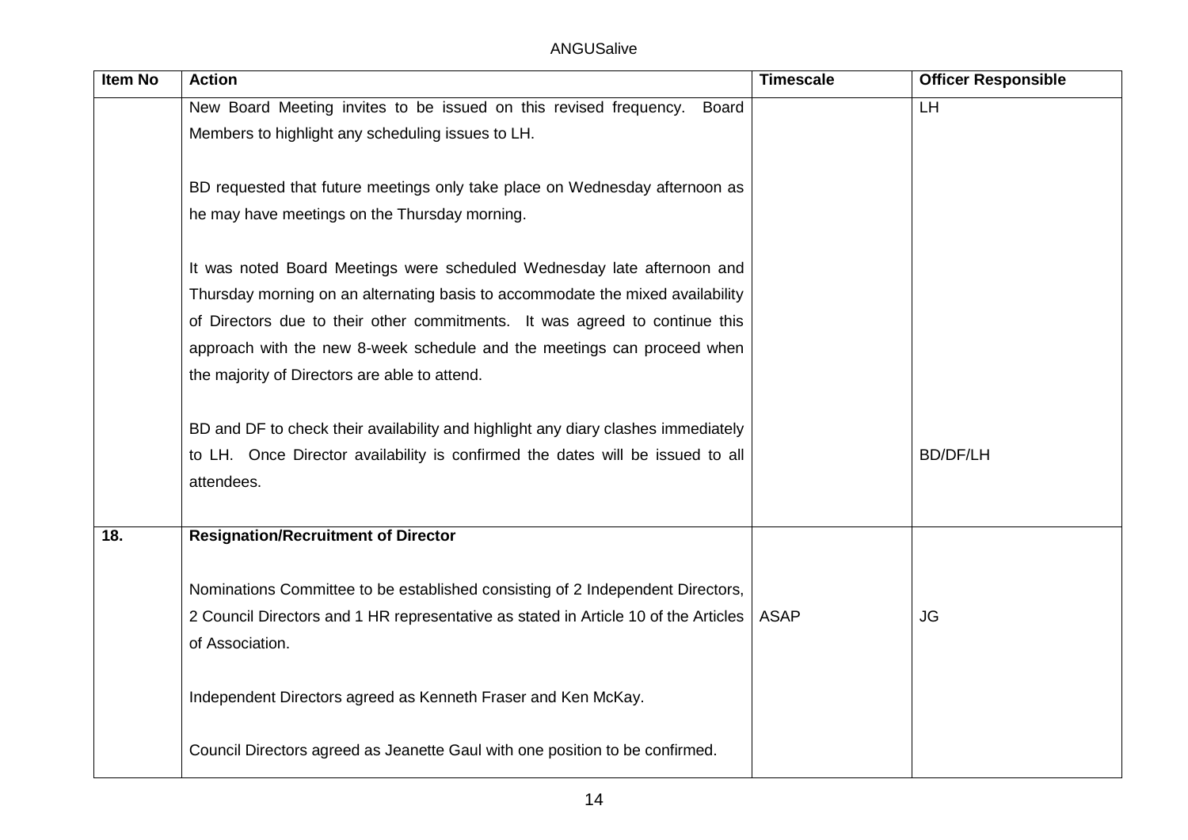| Item No | Action | Timescale | Officer Responsible |
|---|---|---|---|
| | New Board Meeting invites to be issued on this revised frequency. Board Members to highlight any scheduling issues to LH.<br><br>BD requested that future meetings only take place on Wednesday afternoon as he may have meetings on the Thursday morning.<br><br>It was noted Board Meetings were scheduled Wednesday late afternoon and Thursday morning on an alternating basis to accommodate the mixed availability of Directors due to their other commitments. It was agreed to continue this approach with the new 8-week schedule and the meetings can proceed when the majority of Directors are able to attend.<br><br>BD and DF to check their availability and highlight any diary clashes immediately to LH. Once Director availability is confirmed the dates will be issued to all attendees. | | LH<br><br>BD/DF/LH |
| **18.** | **Resignation/Recruitment of Director**<br><br>Nominations Committee to be established consisting of 2 Independent Directors, 2 Council Directors and 1 HR representative as stated in Article 10 of the Articles of Association.<br><br>Independent Directors agreed as Kenneth Fraser and Ken McKay.<br><br>Council Directors agreed as Jeanette Gaul with one position to be confirmed. | ASAP | JG |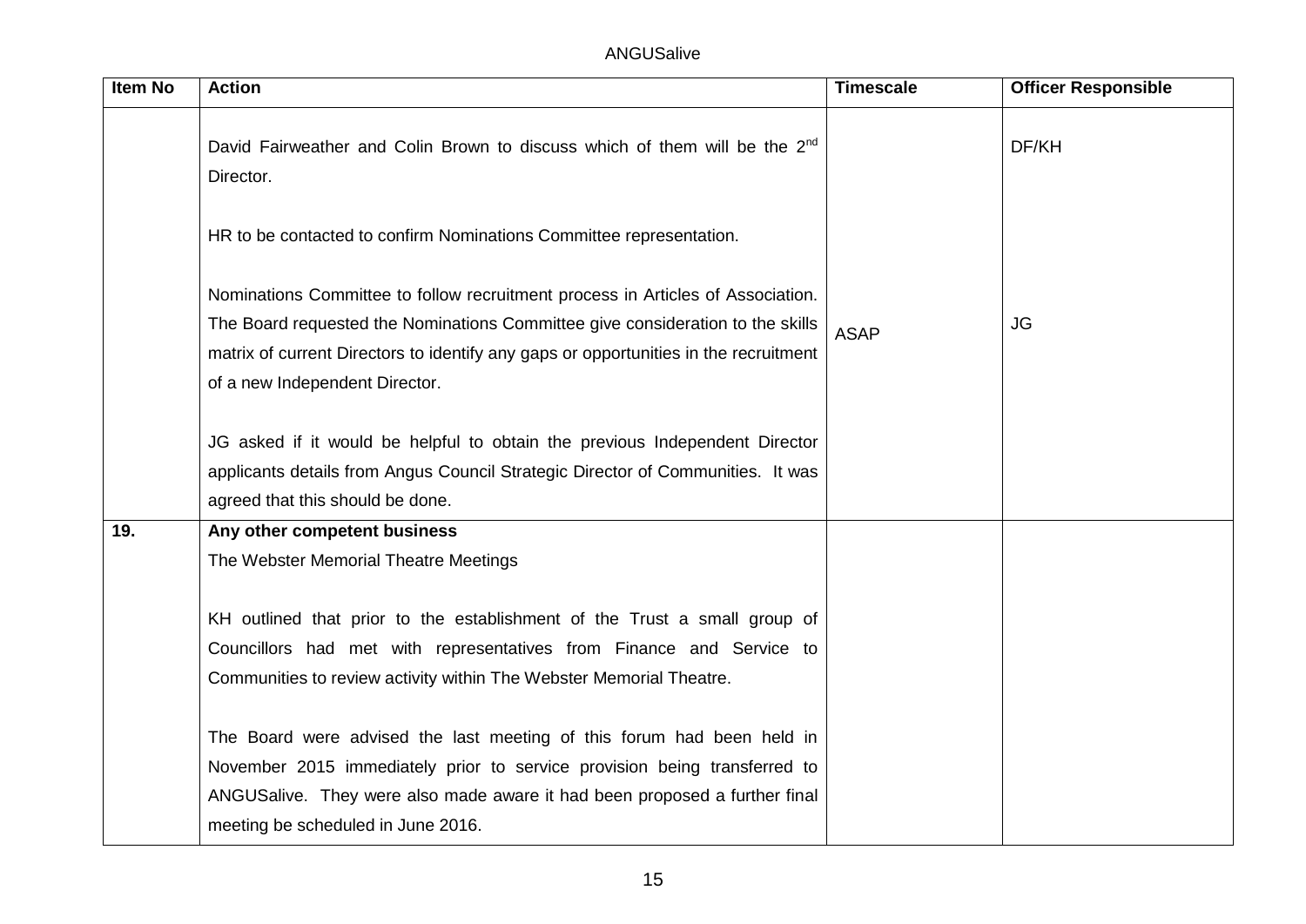| Item No | Action | Timescale | Officer Responsible |
|---|---|---|---|
| | David Fairweather and Colin Brown to discuss which of them will be the 2nd Director.<br><br>HR to be contacted to confirm Nominations Committee representation.<br><br>Nominations Committee to follow recruitment process in Articles of Association. The Board requested the Nominations Committee give consideration to the skills matrix of current Directors to identify any gaps or opportunities in the recruitment of a new Independent Director.<br><br>JG asked if it would be helpful to obtain the previous Independent Director applicants details from Angus Council Strategic Director of Communities. It was agreed that this should be done. | ASAP | DF/KH<br><br>JG |
| **19.** | **Any other competent business**<br>The Webster Memorial Theatre Meetings<br><br>KH outlined that prior to the establishment of the Trust a small group of Councillors had met with representatives from Finance and Service to Communities to review activity within The Webster Memorial Theatre.<br><br>The Board were advised the last meeting of this forum had been held in November 2015 immediately prior to service provision being transferred to ANGUSalive. They were also made aware it had been proposed a further final meeting be scheduled in June 2016. | | |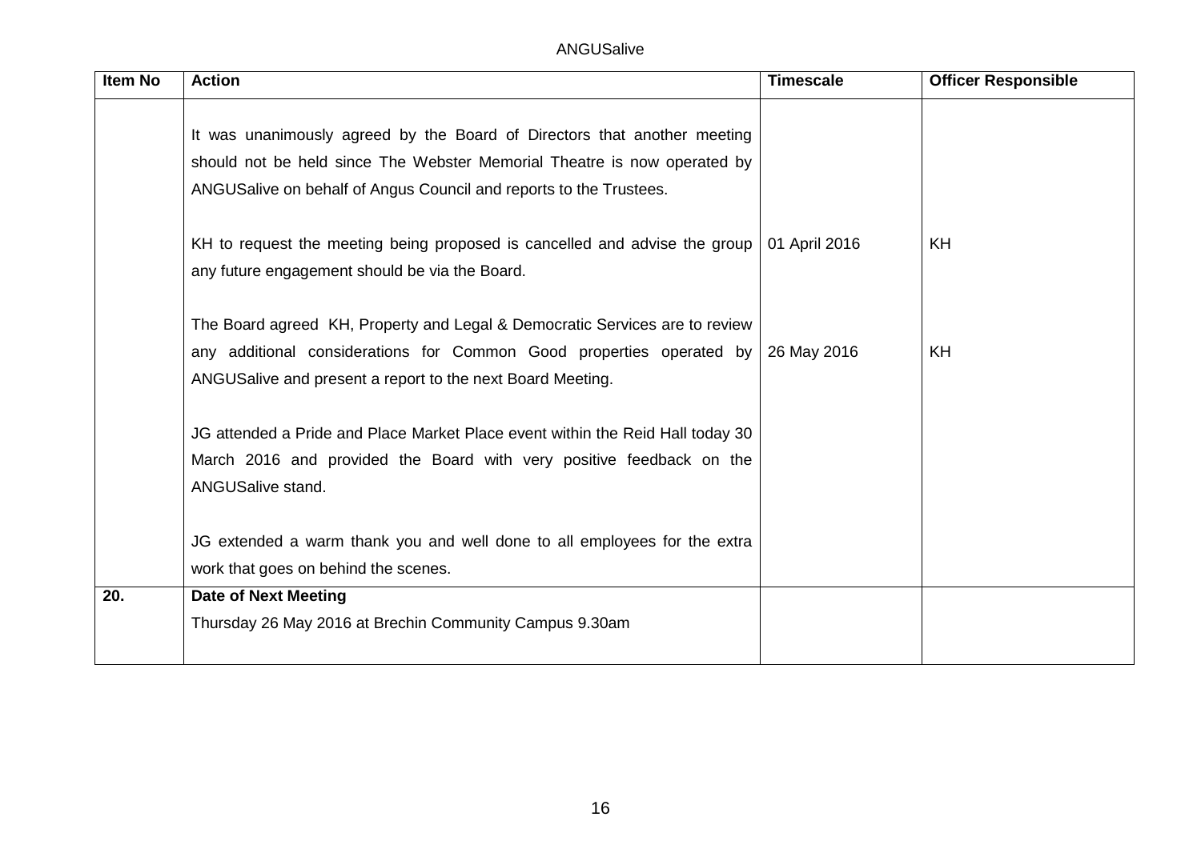| Item No | Action | Timescale | Officer Responsible |
|---|---|---|---|
| | It was unanimously agreed by the Board of Directors that another meeting should not be held since The Webster Memorial Theatre is now operated by ANGUSalive on behalf of Angus Council and reports to the Trustees. | | |
| | KH to request the meeting being proposed is cancelled and advise the group any future engagement should be via the Board. | 01 April 2016 | KH |
| | The Board agreed KH, Property and Legal & Democratic Services are to review any additional considerations for Common Good properties operated by ANGUSalive and present a report to the next Board Meeting. | 26 May 2016 | KH |
| | JG attended a Pride and Place Market Place event within the Reid Hall today 30 March 2016 and provided the Board with very positive feedback on the ANGUSalive stand. | | |
| | JG extended a warm thank you and well done to all employees for the extra work that goes on behind the scenes. | | |
| **20.** | **Date of Next Meeting**<br>Thursday 26 May 2016 at Brechin Community Campus 9.30am | | |